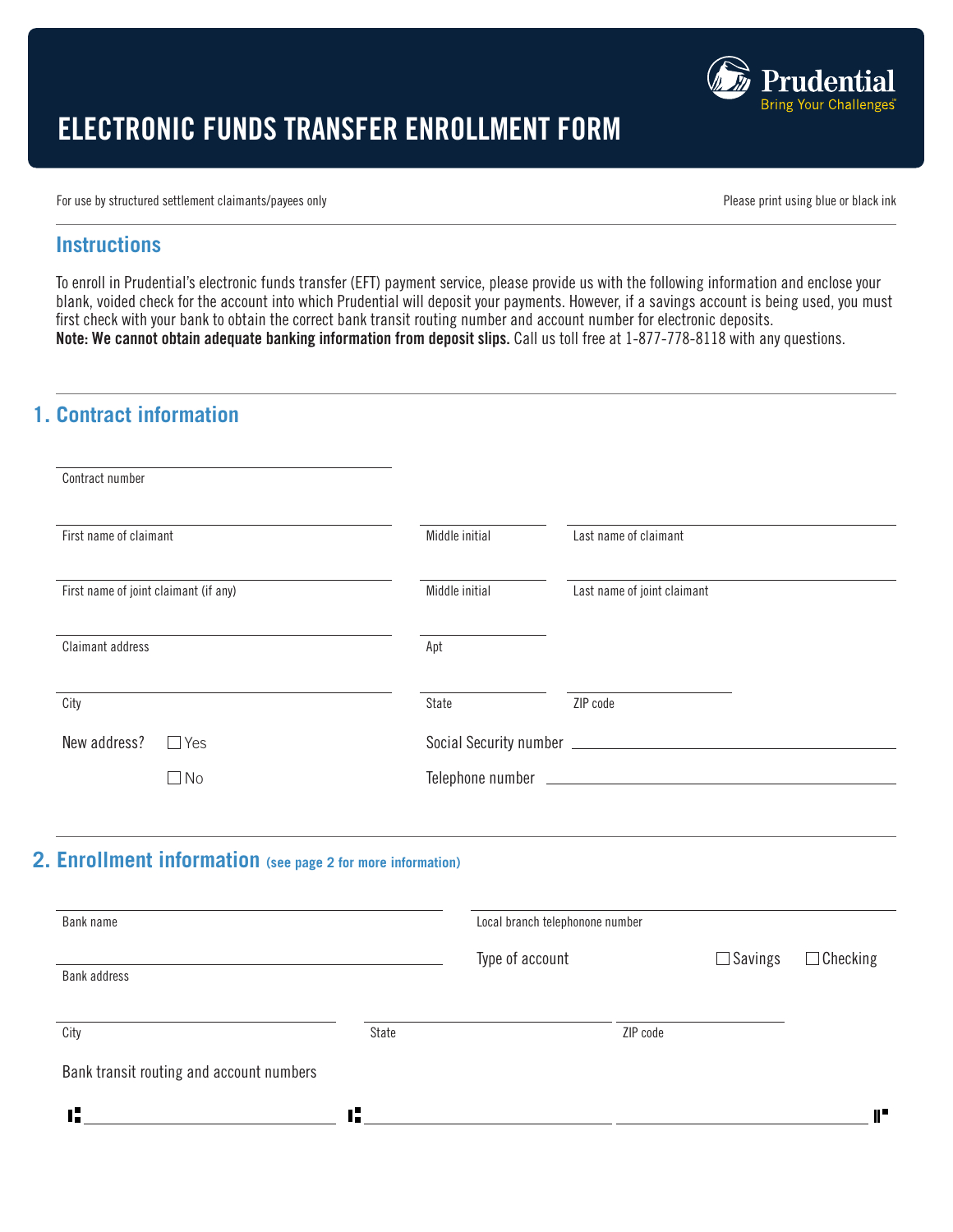# ELECTRONIC FUNDS TRANSFER ENROLLMENT FORM

Prudential
Bring Your Challenges℠

For use by structured settlement claimants/payees only

Please print using blue or black ink

## Instructions

To enroll in Prudential's electronic funds transfer (EFT) payment service, please provide us with the following information and enclose your blank, voided check for the account into which Prudential will deposit your payments. However, if a savings account is being used, you must first check with your bank to obtain the correct bank transit routing number and account number for electronic deposits.
**Note: We cannot obtain adequate banking information from deposit slips.** Call us toll free at 1-877-778-8118 with any questions.

## 1. Contract information

Contract number ______________________

First name of claimant ______________________ Middle initial ________ Last name of claimant ______________________

First name of joint claimant (if any) ______________________ Middle initial ________ Last name of joint claimant ______________________

Claimant address ______________________ Apt ________

City ______________________ State ________ ZIP code ________

New address? ☐ Yes ☐ No

Social Security number ______________________

Telephone number ______________________

## 2. Enrollment information (see page 2 for more information)

Bank name ______________________

Local branch telephonone number ______________________

Bank address ______________________

Type of account ☐ Savings ☐ Checking

City ______________________ State ________ ZIP code ________

Bank transit routing and account numbers

⑆ ______________________ ⑆ ______________________ ______________________ ⑈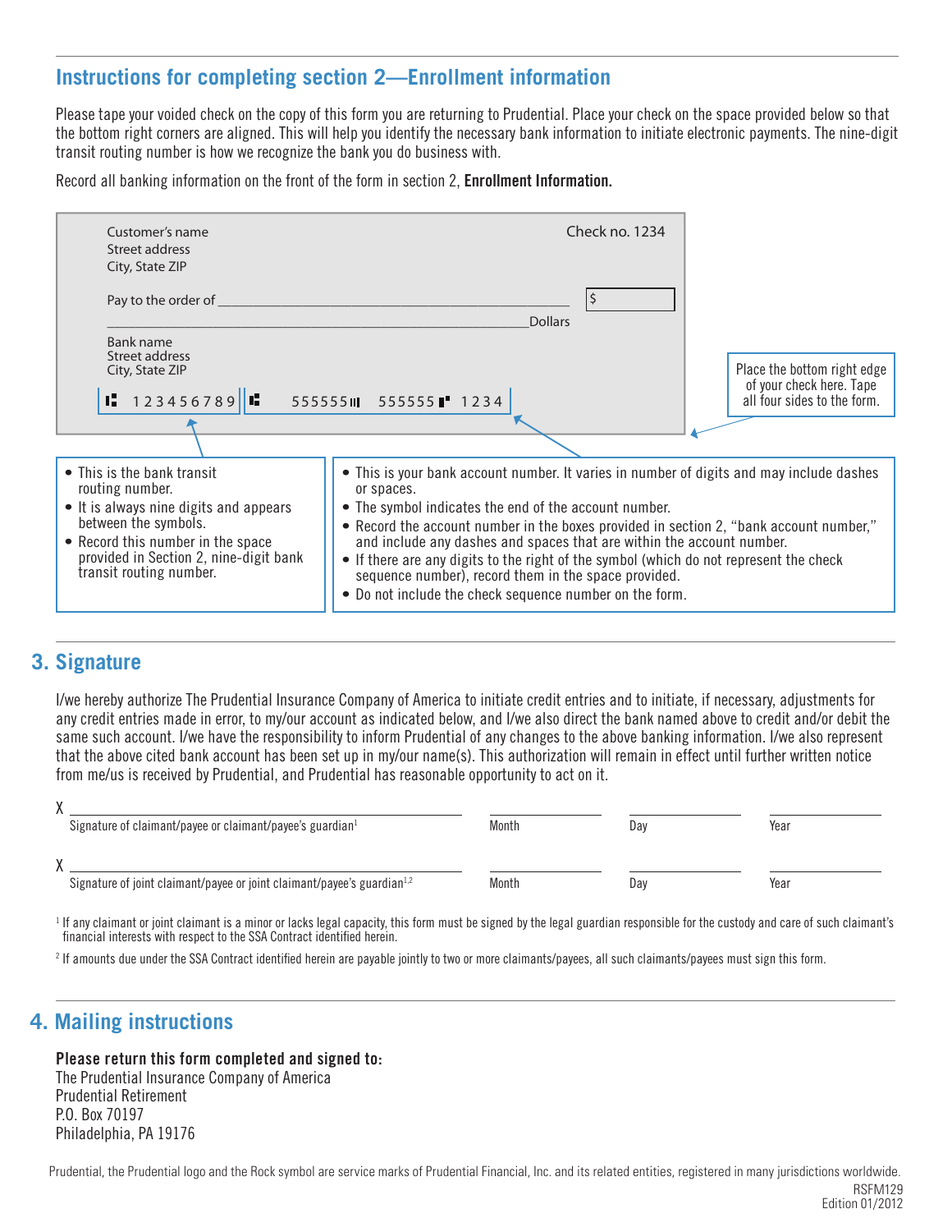## Instructions for completing section 2—Enrollment information

Please tape your voided check on the copy of this form you are returning to Prudential. Place your check on the space provided below so that the bottom right corners are aligned. This will help you identify the necessary bank information to initiate electronic payments. The nine-digit transit routing number is how we recognize the bank you do business with.

Record all banking information on the front of the form in section 2, **Enrollment Information.**

Customer's name
Street address
City, State ZIP

Check no. 1234

Pay to the order of ______________________________ $

______________________________ Dollars

Bank name
Street address
City, State ZIP

⑆ 123456789 ⑆ 555555⑈ 555555⑈ 1234

Place the bottom right edge of your check here. Tape all four sides to the form.

- This is the bank transit routing number.
- It is always nine digits and appears between the symbols.
- Record this number in the space provided in Section 2, nine-digit bank transit routing number.

- This is your bank account number. It varies in number of digits and may include dashes or spaces.
- The symbol indicates the end of the account number.
- Record the account number in the boxes provided in section 2, "bank account number," and include any dashes and spaces that are within the account number.
- If there are any digits to the right of the symbol (which do not represent the check sequence number), record them in the space provided.
- Do not include the check sequence number on the form.

## 3. Signature

I/we hereby authorize The Prudential Insurance Company of America to initiate credit entries and to initiate, if necessary, adjustments for any credit entries made in error, to my/our account as indicated below, and I/we also direct the bank named above to credit and/or debit the same such account. I/we have the responsibility to inform Prudential of any changes to the above banking information. I/we also represent that the above cited bank account has been set up in my/our name(s). This authorization will remain in effect until further written notice from me/us is received by Prudential, and Prudential has reasonable opportunity to act on it.

X ______________________________ ________ ________ ________
Signature of claimant/payee or claimant/payee's guardian[1] Month Day Year

X ______________________________ ________ ________ ________
Signature of joint claimant/payee or joint claimant/payee's guardian[1,2] Month Day Year

[1] If any claimant or joint claimant is a minor or lacks legal capacity, this form must be signed by the legal guardian responsible for the custody and care of such claimant's financial interests with respect to the SSA Contract identified herein.

[2] If amounts due under the SSA Contract identified herein are payable jointly to two or more claimants/payees, all such claimants/payees must sign this form.

## 4. Mailing instructions

**Please return this form completed and signed to:**
The Prudential Insurance Company of America
Prudential Retirement
P.O. Box 70197
Philadelphia, PA 19176

Prudential, the Prudential logo and the Rock symbol are service marks of Prudential Financial, Inc. and its related entities, registered in many jurisdictions worldwide.

RSFM129
Edition 01/2012